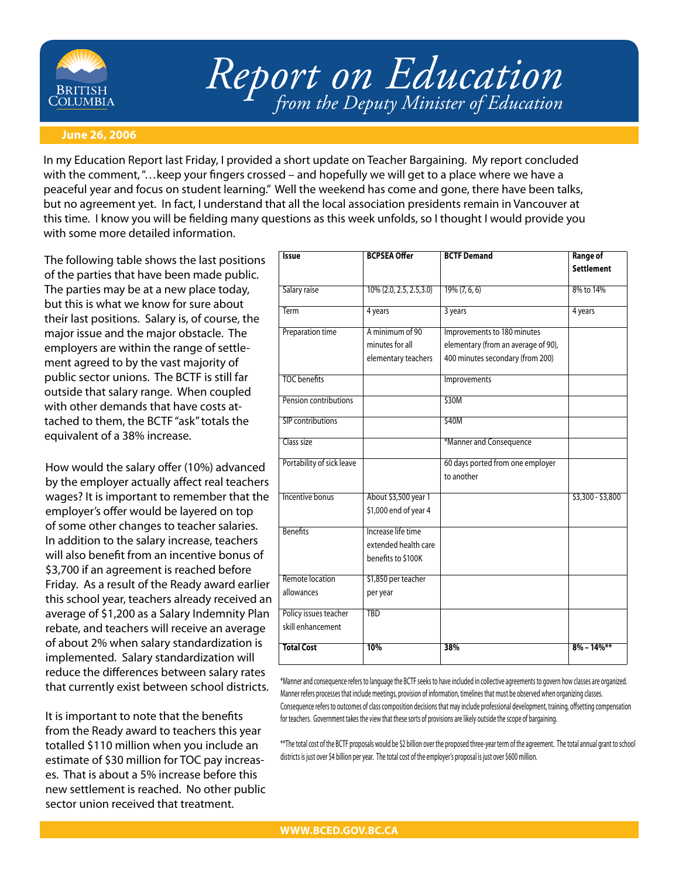# Report on Education

*from the Deputy Minister of Education*

**June 26, 2006**

In my Education Report last Friday, I provided a short update on Teacher Bargaining. My report concluded with the comment, "…keep your fingers crossed – and hopefully we will get to a place where we have a peaceful year and focus on student learning." Well the weekend has come and gone, there have been talks, but no agreement yet. In fact, I understand that all the local association presidents remain in Vancouver at this time. I know you will be fielding many questions as this week unfolds, so I thought I would provide you with some more detailed information.

The following table shows the last positions of the parties that have been made public. The parties may be at a new place today, but this is what we know for sure about their last positions. Salary is, of course, the major issue and the major obstacle. The employers are within the range of settlement agreed to by the vast majority of public sector unions. The BCTF is still far outside that salary range. When coupled with other demands that have costs attached to them, the BCTF "ask" totals the equivalent of a 38% increase.

How would the salary offer (10%) advanced by the employer actually affect real teachers wages? It is important to remember that the employer's offer would be layered on top of some other changes to teacher salaries. In addition to the salary increase, teachers will also benefit from an incentive bonus of $3,700 if an agreement is reached before Friday. As a result of the Ready award earlier this school year, teachers already received an average of $1,200 as a Salary Indemnity Plan rebate, and teachers will receive an average of about 2% when salary standardization is implemented. Salary standardization will reduce the differences between salary rates that currently exist between school districts.

It is important to note that the benefits from the Ready award to teachers this year totalled $110 million when you include an estimate of $30 million for TOC pay increases. That is about a 5% increase before this new settlement is reached. No other public sector union received that treatment.

| Issue | BCPSEA Offer | BCTF Demand | Range of Settlement |
|---|---|---|---|
| Salary raise | 10% (2.0, 2.5, 2.5,3.0) | 19% (7, 6, 6) | 8% to 14% |
| Term | 4 years | 3 years | 4 years |
| Preparation time | A minimum of 90 minutes for all elementary teachers | Improvements to 180 minutes elementary (from an average of 90), 400 minutes secondary (from 200) | |
| TOC benefits | | Improvements | |
| Pension contributions | | $30M | |
| SIP contributions | | $40M | |
| Class size | | *Manner and Consequence | |
| Portability of sick leave | | 60 days ported from one employer to another | |
| Incentive bonus | About $3,500 year 1<br>$1,000 end of year 4 | | $3,300 - $3,800 |
| Benefits | Increase life time extended health care benefits to $100K | | |
| Remote location allowances | $1,850 per teacher per year | | |
| Policy issues teacher skill enhancement | TBD | | |
| **Total Cost** | **10%** | **38%** | **8% – 14%\*\*** |

*Manner and consequence refers to language the BCTF seeks to have included in collective agreements to govern how classes are organized. Manner refers processes that include meetings, provision of information, timelines that must be observed when organizing classes. Consequence refers to outcomes of class composition decisions that may include professional development, training, offsetting compensation for teachers. Government takes the view that these sorts of provisions are likely outside the scope of bargaining.

**The total cost of the BCTF proposals would be $2 billion over the proposed three-year term of the agreement. The total annual grant to school districts is just over $4 billion per year. The total cost of the employer's proposal is just over $600 million.

WWW.BCED.GOV.BC.CA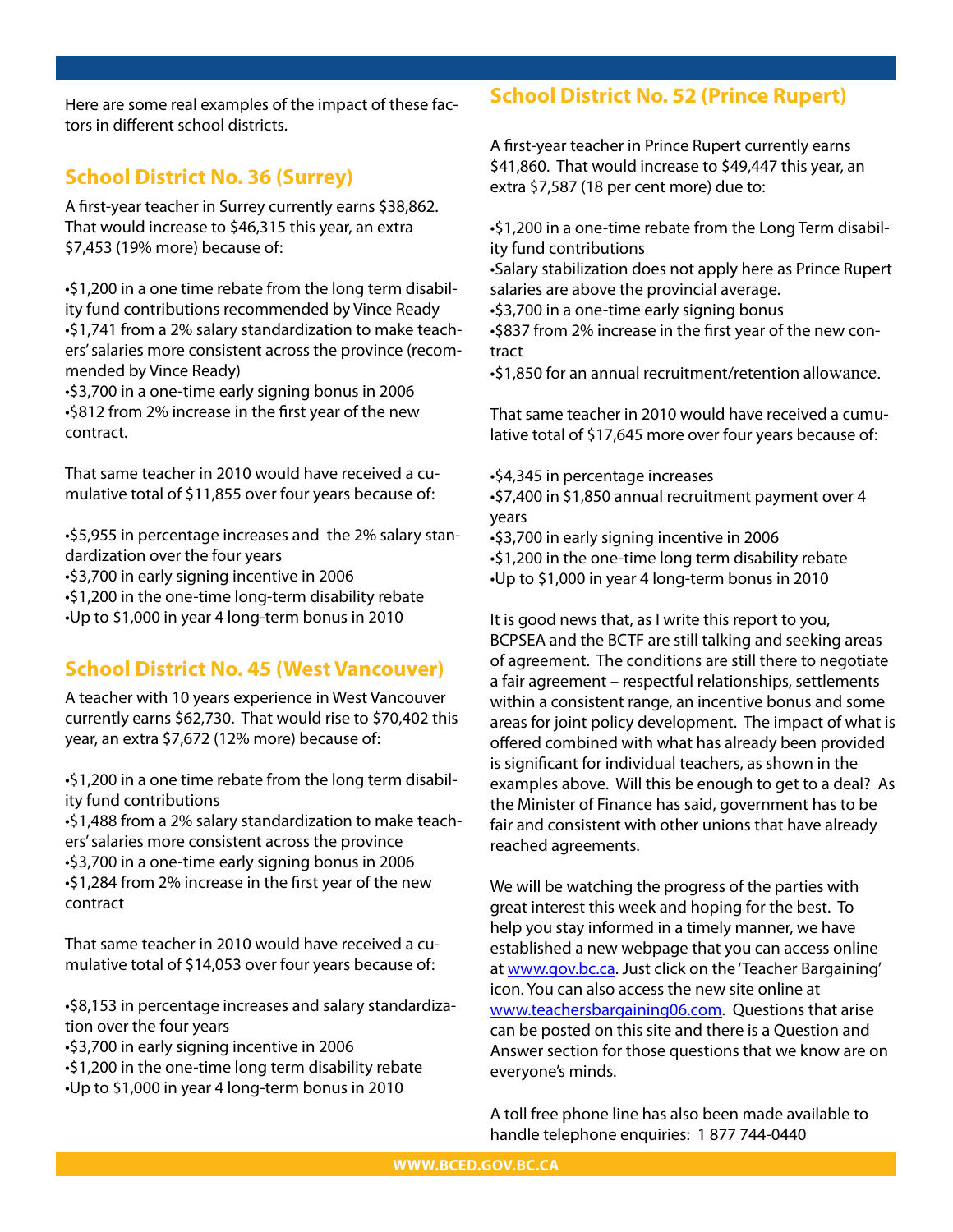Here are some real examples of the impact of these factors in different school districts.

## School District No. 36 (Surrey)

A first-year teacher in Surrey currently earns $38,862. That would increase to $46,315 this year, an extra $7,453 (19% more) because of:

•$1,200 in a one time rebate from the long term disability fund contributions recommended by Vince Ready
•$1,741 from a 2% salary standardization to make teachers' salaries more consistent across the province (recommended by Vince Ready)
•$3,700 in a one-time early signing bonus in 2006
•$812 from 2% increase in the first year of the new contract.

That same teacher in 2010 would have received a cumulative total of $11,855 over four years because of:

•$5,955 in percentage increases and the 2% salary standardization over the four years
•$3,700 in early signing incentive in 2006
•$1,200 in the one-time long-term disability rebate
•Up to $1,000 in year 4 long-term bonus in 2010

## School District No. 45 (West Vancouver)

A teacher with 10 years experience in West Vancouver currently earns $62,730. That would rise to $70,402 this year, an extra $7,672 (12% more) because of:

•$1,200 in a one time rebate from the long term disability fund contributions
•$1,488 from a 2% salary standardization to make teachers' salaries more consistent across the province
•$3,700 in a one-time early signing bonus in 2006
•$1,284 from 2% increase in the first year of the new contract

That same teacher in 2010 would have received a cumulative total of $14,053 over four years because of:

•$8,153 in percentage increases and salary standardization over the four years
•$3,700 in early signing incentive in 2006
•$1,200 in the one-time long term disability rebate
•Up to $1,000 in year 4 long-term bonus in 2010

## School District No. 52 (Prince Rupert)

A first-year teacher in Prince Rupert currently earns $41,860. That would increase to $49,447 this year, an extra $7,587 (18 per cent more) due to:

•$1,200 in a one-time rebate from the Long Term disability fund contributions
•Salary stabilization does not apply here as Prince Rupert salaries are above the provincial average.
•$3,700 in a one-time early signing bonus
•$837 from 2% increase in the first year of the new contract
•$1,850 for an annual recruitment/retention allowance.

That same teacher in 2010 would have received a cumulative total of $17,645 more over four years because of:

•$4,345 in percentage increases
•$7,400 in $1,850 annual recruitment payment over 4 years
•$3,700 in early signing incentive in 2006
•$1,200 in the one-time long term disability rebate
•Up to $1,000 in year 4 long-term bonus in 2010

It is good news that, as I write this report to you, BCPSEA and the BCTF are still talking and seeking areas of agreement. The conditions are still there to negotiate a fair agreement – respectful relationships, settlements within a consistent range, an incentive bonus and some areas for joint policy development. The impact of what is offered combined with what has already been provided is significant for individual teachers, as shown in the examples above. Will this be enough to get to a deal? As the Minister of Finance has said, government has to be fair and consistent with other unions that have already reached agreements.

We will be watching the progress of the parties with great interest this week and hoping for the best. To help you stay informed in a timely manner, we have established a new webpage that you can access online at www.gov.bc.ca. Just click on the 'Teacher Bargaining' icon. You can also access the new site online at www.teachersbargaining06.com. Questions that arise can be posted on this site and there is a Question and Answer section for those questions that we know are on everyone's minds.

A toll free phone line has also been made available to handle telephone enquiries: 1 877 744-0440